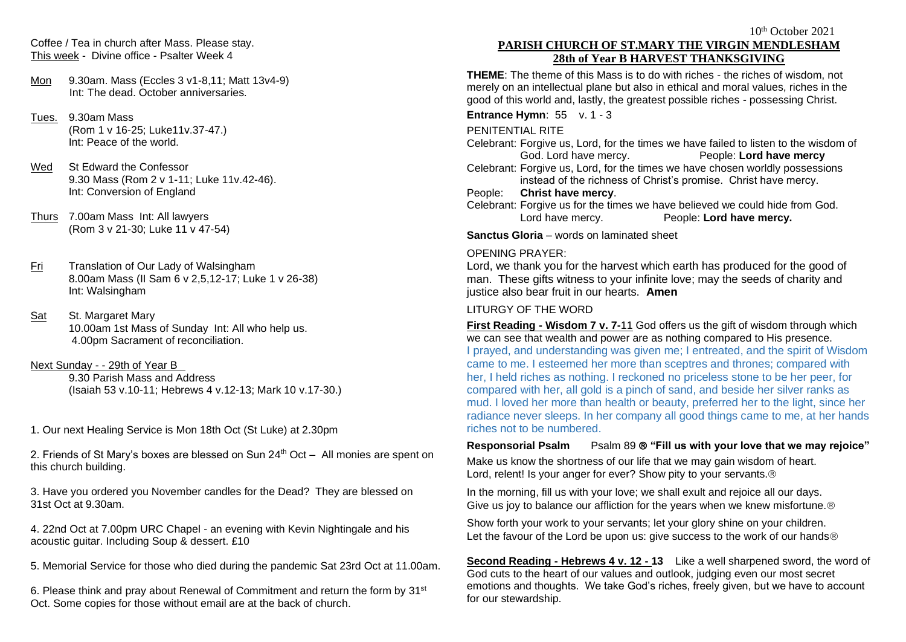Coffee / Tea in church after Mass. Please stay.
This week - Divine office - Psalter Week 4

Mon 9.30am. Mass (Eccles 3 v1-8,11; Matt 13v4-9)
Int: The dead. October anniversaries.

Tues. 9.30am Mass
(Rom 1 v 16-25; Luke11v.37-47.)
Int: Peace of the world.

Wed St Edward the Confessor
9.30 Mass (Rom 2 v 1-11; Luke 11v.42-46).
Int: Conversion of England

Thurs 7.00am Mass Int: All lawyers
(Rom 3 v 21-30; Luke 11 v 47-54)

Fri Translation of Our Lady of Walsingham
8.00am Mass (II Sam 6 v 2,5,12-17; Luke 1 v 26-38)
Int: Walsingham

Sat St. Margaret Mary
10.00am 1st Mass of Sunday Int: All who help us.
4.00pm Sacrament of reconciliation.

Next Sunday - - 29th of Year B
9.30 Parish Mass and Address
(Isaiah 53 v.10-11; Hebrews 4 v.12-13; Mark 10 v.17-30.)

1. Our next Healing Service is Mon 18th Oct (St Luke) at 2.30pm

2. Friends of St Mary's boxes are blessed on Sun 24th Oct – All monies are spent on this church building.

3. Have you ordered you November candles for the Dead? They are blessed on 31st Oct at 9.30am.

4. 22nd Oct at 7.00pm URC Chapel - an evening with Kevin Nightingale and his acoustic guitar. Including Soup & dessert. £10

5. Memorial Service for those who died during the pandemic Sat 23rd Oct at 11.00am.

6. Please think and pray about Renewal of Commitment and return the form by 31st Oct. Some copies for those without email are at the back of church.

10th October 2021

## PARISH CHURCH OF ST.MARY THE VIRGIN MENDLESHAM
## 28th of Year B HARVEST THANKSGIVING

**THEME**: The theme of this Mass is to do with riches - the riches of wisdom, not merely on an intellectual plane but also in ethical and moral values, riches in the good of this world and, lastly, the greatest possible riches - possessing Christ.

**Entrance Hymn**: 55 v. 1 - 3

PENITENTIAL RITE

Celebrant: Forgive us, Lord, for the times we have failed to listen to the wisdom of God. Lord have mercy. People: **Lord have mercy**

Celebrant: Forgive us, Lord, for the times we have chosen worldly possessions instead of the richness of Christ's promise. Christ have mercy.

People: **Christ have mercy**.

Celebrant: Forgive us for the times we have believed we could hide from God. Lord have mercy. People: **Lord have mercy.**

**Sanctus Gloria** – words on laminated sheet

OPENING PRAYER:

Lord, we thank you for the harvest which earth has produced for the good of man. These gifts witness to your infinite love; may the seeds of charity and justice also bear fruit in our hearts. **Amen**

LITURGY OF THE WORD

**First Reading - Wisdom 7 v. 7-11** God offers us the gift of wisdom through which we can see that wealth and power are as nothing compared to His presence.

I prayed, and understanding was given me; I entreated, and the spirit of Wisdom came to me. I esteemed her more than sceptres and thrones; compared with her, I held riches as nothing. I reckoned no priceless stone to be her peer, for compared with her, all gold is a pinch of sand, and beside her silver ranks as mud. I loved her more than health or beauty, preferred her to the light, since her radiance never sleeps. In her company all good things came to me, at her hands riches not to be numbered.

**Responsorial Psalm** Psalm 89 ℟ **"Fill us with your love that we may rejoice"**

Make us know the shortness of our life that we may gain wisdom of heart.
Lord, relent! Is your anger for ever? Show pity to your servants.℟

In the morning, fill us with your love; we shall exult and rejoice all our days.
Give us joy to balance our affliction for the years when we knew misfortune.℟

Show forth your work to your servants; let your glory shine on your children.
Let the favour of the Lord be upon us: give success to the work of our hands℟

**Second Reading - Hebrews 4 v. 12 - 13** Like a well sharpened sword, the word of God cuts to the heart of our values and outlook, judging even our most secret emotions and thoughts. We take God's riches, freely given, but we have to account for our stewardship.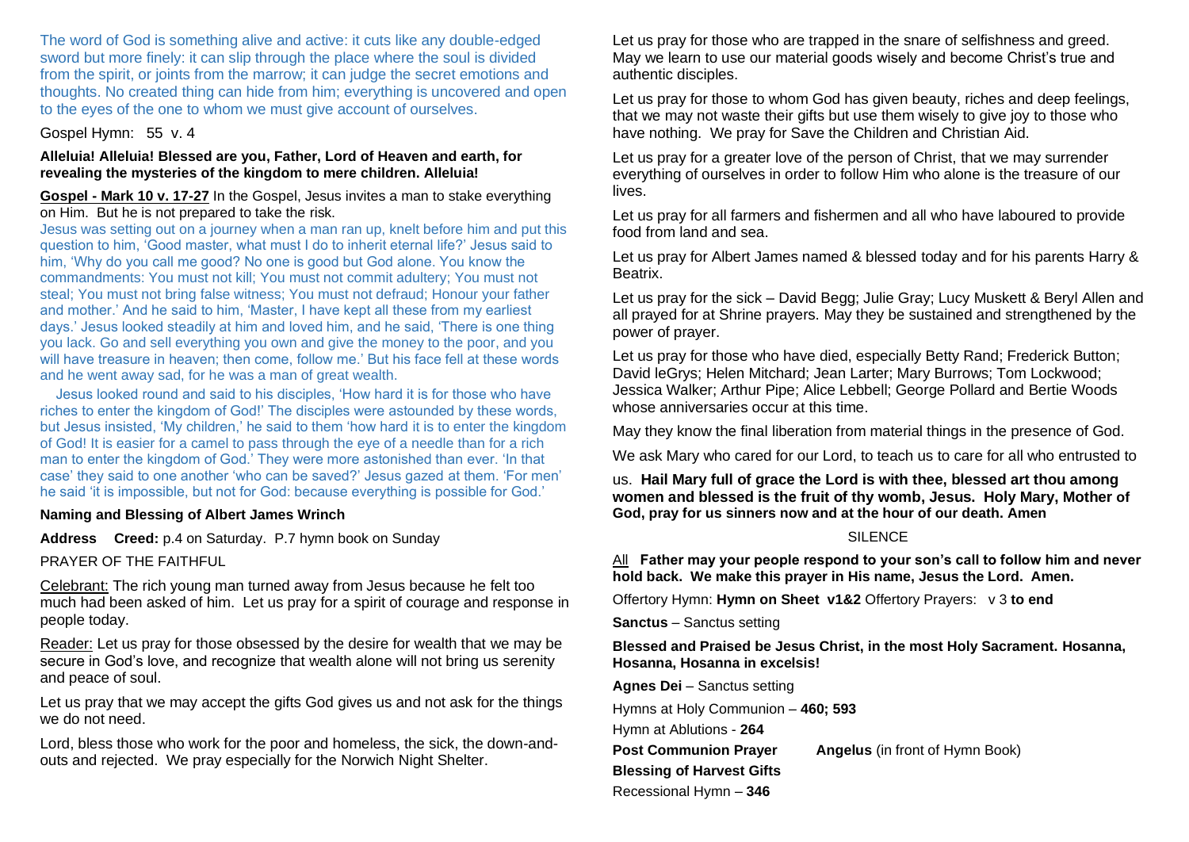The word of God is something alive and active: it cuts like any double-edged sword but more finely: it can slip through the place where the soul is divided from the spirit, or joints from the marrow; it can judge the secret emotions and thoughts. No created thing can hide from him; everything is uncovered and open to the eyes of the one to whom we must give account of ourselves.

Gospel Hymn: 55 v. 4

**Alleluia! Alleluia! Blessed are you, Father, Lord of Heaven and earth, for revealing the mysteries of the kingdom to mere children. Alleluia!**

**Gospel - Mark 10 v. 17-27** In the Gospel, Jesus invites a man to stake everything on Him. But he is not prepared to take the risk.

Jesus was setting out on a journey when a man ran up, knelt before him and put this question to him, 'Good master, what must I do to inherit eternal life?' Jesus said to him, 'Why do you call me good? No one is good but God alone. You know the commandments: You must not kill; You must not commit adultery; You must not steal; You must not bring false witness; You must not defraud; Honour your father and mother.' And he said to him, 'Master, I have kept all these from my earliest days.' Jesus looked steadily at him and loved him, and he said, 'There is one thing you lack. Go and sell everything you own and give the money to the poor, and you will have treasure in heaven; then come, follow me.' But his face fell at these words and he went away sad, for he was a man of great wealth.

Jesus looked round and said to his disciples, 'How hard it is for those who have riches to enter the kingdom of God!' The disciples were astounded by these words, but Jesus insisted, 'My children,' he said to them 'how hard it is to enter the kingdom of God! It is easier for a camel to pass through the eye of a needle than for a rich man to enter the kingdom of God.' They were more astonished than ever. 'In that case' they said to one another 'who can be saved?' Jesus gazed at them. 'For men' he said 'it is impossible, but not for God: because everything is possible for God.'

**Naming and Blessing of Albert James Wrinch**

**Address** **Creed:** p.4 on Saturday. P.7 hymn book on Sunday

PRAYER OF THE FAITHFUL

Celebrant: The rich young man turned away from Jesus because he felt too much had been asked of him. Let us pray for a spirit of courage and response in people today.

Reader: Let us pray for those obsessed by the desire for wealth that we may be secure in God's love, and recognize that wealth alone will not bring us serenity and peace of soul.

Let us pray that we may accept the gifts God gives us and not ask for the things we do not need.

Lord, bless those who work for the poor and homeless, the sick, the down-and-outs and rejected. We pray especially for the Norwich Night Shelter.

Let us pray for those who are trapped in the snare of selfishness and greed. May we learn to use our material goods wisely and become Christ's true and authentic disciples.

Let us pray for those to whom God has given beauty, riches and deep feelings, that we may not waste their gifts but use them wisely to give joy to those who have nothing. We pray for Save the Children and Christian Aid.

Let us pray for a greater love of the person of Christ, that we may surrender everything of ourselves in order to follow Him who alone is the treasure of our lives.

Let us pray for all farmers and fishermen and all who have laboured to provide food from land and sea.

Let us pray for Albert James named & blessed today and for his parents Harry & Beatrix.

Let us pray for the sick – David Begg; Julie Gray; Lucy Muskett & Beryl Allen and all prayed for at Shrine prayers. May they be sustained and strengthened by the power of prayer.

Let us pray for those who have died, especially Betty Rand; Frederick Button; David leGrys; Helen Mitchard; Jean Larter; Mary Burrows; Tom Lockwood; Jessica Walker; Arthur Pipe; Alice Lebbell; George Pollard and Bertie Woods whose anniversaries occur at this time.

May they know the final liberation from material things in the presence of God.

We ask Mary who cared for our Lord, to teach us to care for all who entrusted to us. **Hail Mary full of grace the Lord is with thee, blessed art thou among women and blessed is the fruit of thy womb, Jesus. Holy Mary, Mother of God, pray for us sinners now and at the hour of our death. Amen**

SILENCE

All **Father may your people respond to your son's call to follow him and never hold back. We make this prayer in His name, Jesus the Lord. Amen.**

Offertory Hymn: **Hymn on Sheet v1&2** Offertory Prayers: v 3 **to end**

**Sanctus** – Sanctus setting

**Blessed and Praised be Jesus Christ, in the most Holy Sacrament. Hosanna, Hosanna, Hosanna in excelsis!**

**Agnes Dei** – Sanctus setting

Hymns at Holy Communion – **460; 593**

Hymn at Ablutions - **264**

**Post Communion Prayer** **Angelus** (in front of Hymn Book)

**Blessing of Harvest Gifts**

Recessional Hymn – **346**